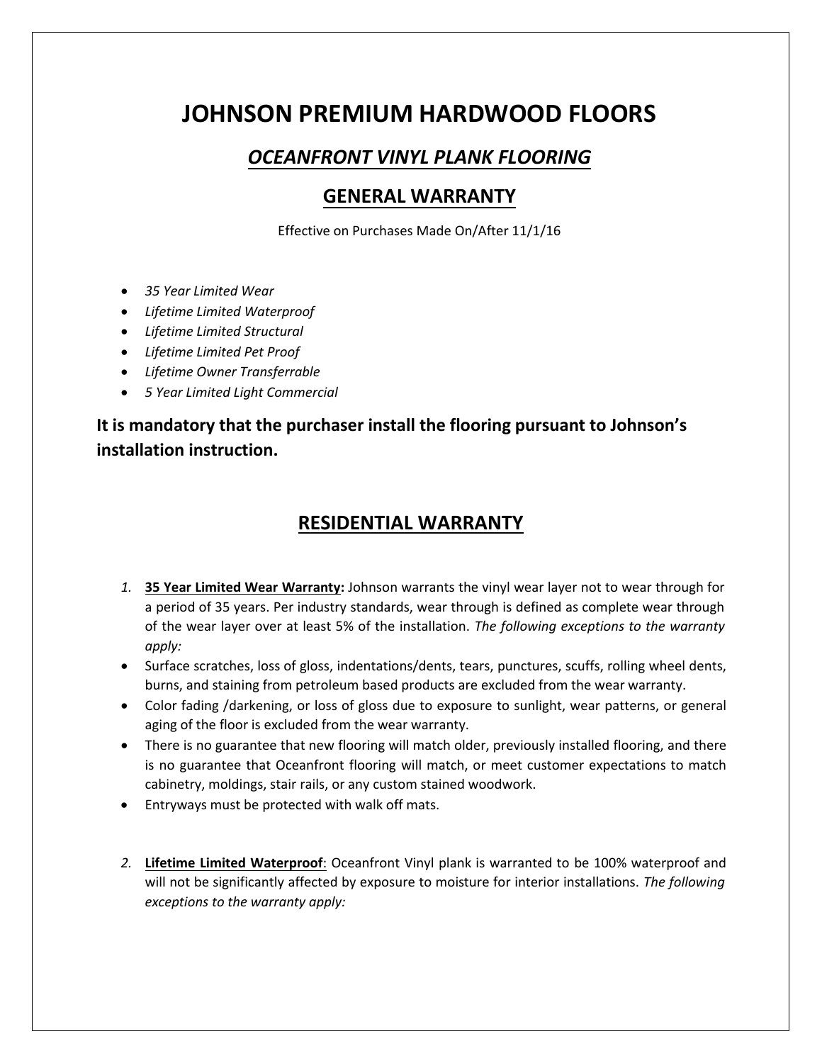# JOHNSON PREMIUM HARDWOOD FLOORS

## *OCEANFRONT VINYL PLANK FLOORING*

## GENERAL WARRANTY

Effective on Purchases Made On/After 11/1/16

- *35 Year Limited Wear*
- *Lifetime Limited Waterproof*
- *Lifetime Limited Structural*
- *Lifetime Limited Pet Proof*
- *Lifetime Owner Transferrable*
- *5 Year Limited Light Commercial*

**It is mandatory that the purchaser install the flooring pursuant to Johnson's installation instruction.**

## RESIDENTIAL WARRANTY

1. **35 Year Limited Wear Warranty:** Johnson warrants the vinyl wear layer not to wear through for a period of 35 years. Per industry standards, wear through is defined as complete wear through of the wear layer over at least 5% of the installation. *The following exceptions to the warranty apply:*

- Surface scratches, loss of gloss, indentations/dents, tears, punctures, scuffs, rolling wheel dents, burns, and staining from petroleum based products are excluded from the wear warranty.
- Color fading /darkening, or loss of gloss due to exposure to sunlight, wear patterns, or general aging of the floor is excluded from the wear warranty.
- There is no guarantee that new flooring will match older, previously installed flooring, and there is no guarantee that Oceanfront flooring will match, or meet customer expectations to match cabinetry, moldings, stair rails, or any custom stained woodwork.
- Entryways must be protected with walk off mats.

2. **Lifetime Limited Waterproof**: Oceanfront Vinyl plank is warranted to be 100% waterproof and will not be significantly affected by exposure to moisture for interior installations. *The following exceptions to the warranty apply:*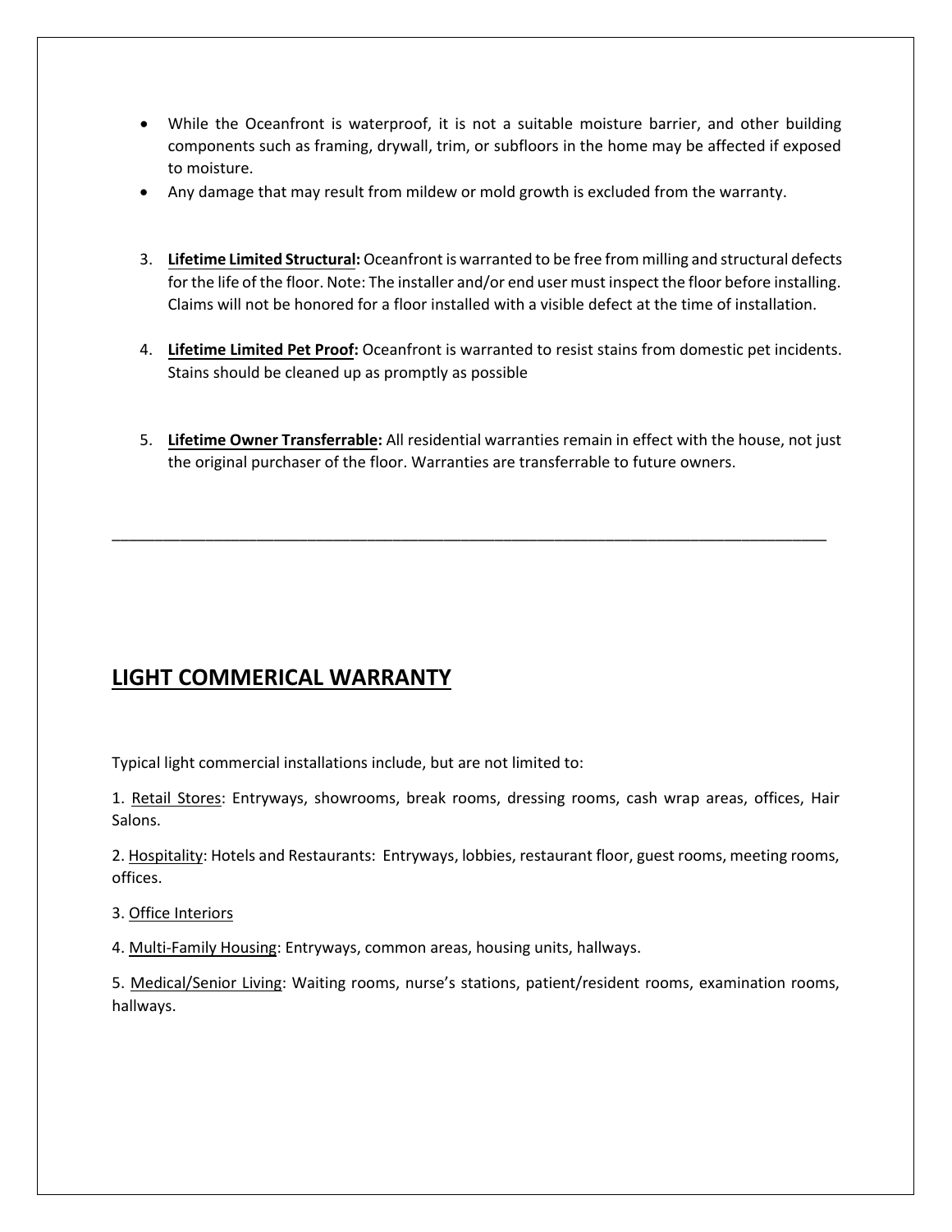- While the Oceanfront is waterproof, it is not a suitable moisture barrier, and other building components such as framing, drywall, trim, or subfloors in the home may be affected if exposed to moisture.
- Any damage that may result from mildew or mold growth is excluded from the warranty.

3. **Lifetime Limited Structural:** Oceanfront is warranted to be free from milling and structural defects for the life of the floor. Note: The installer and/or end user must inspect the floor before installing. Claims will not be honored for a floor installed with a visible defect at the time of installation.

4. **Lifetime Limited Pet Proof:** Oceanfront is warranted to resist stains from domestic pet incidents. Stains should be cleaned up as promptly as possible

5. **Lifetime Owner Transferrable:** All residential warranties remain in effect with the house, not just the original purchaser of the floor. Warranties are transferrable to future owners.

---

## LIGHT COMMERICAL WARRANTY

Typical light commercial installations include, but are not limited to:

1. Retail Stores: Entryways, showrooms, break rooms, dressing rooms, cash wrap areas, offices, Hair Salons.

2. Hospitality: Hotels and Restaurants: Entryways, lobbies, restaurant floor, guest rooms, meeting rooms, offices.

3. Office Interiors

4. Multi-Family Housing: Entryways, common areas, housing units, hallways.

5. Medical/Senior Living: Waiting rooms, nurse's stations, patient/resident rooms, examination rooms, hallways.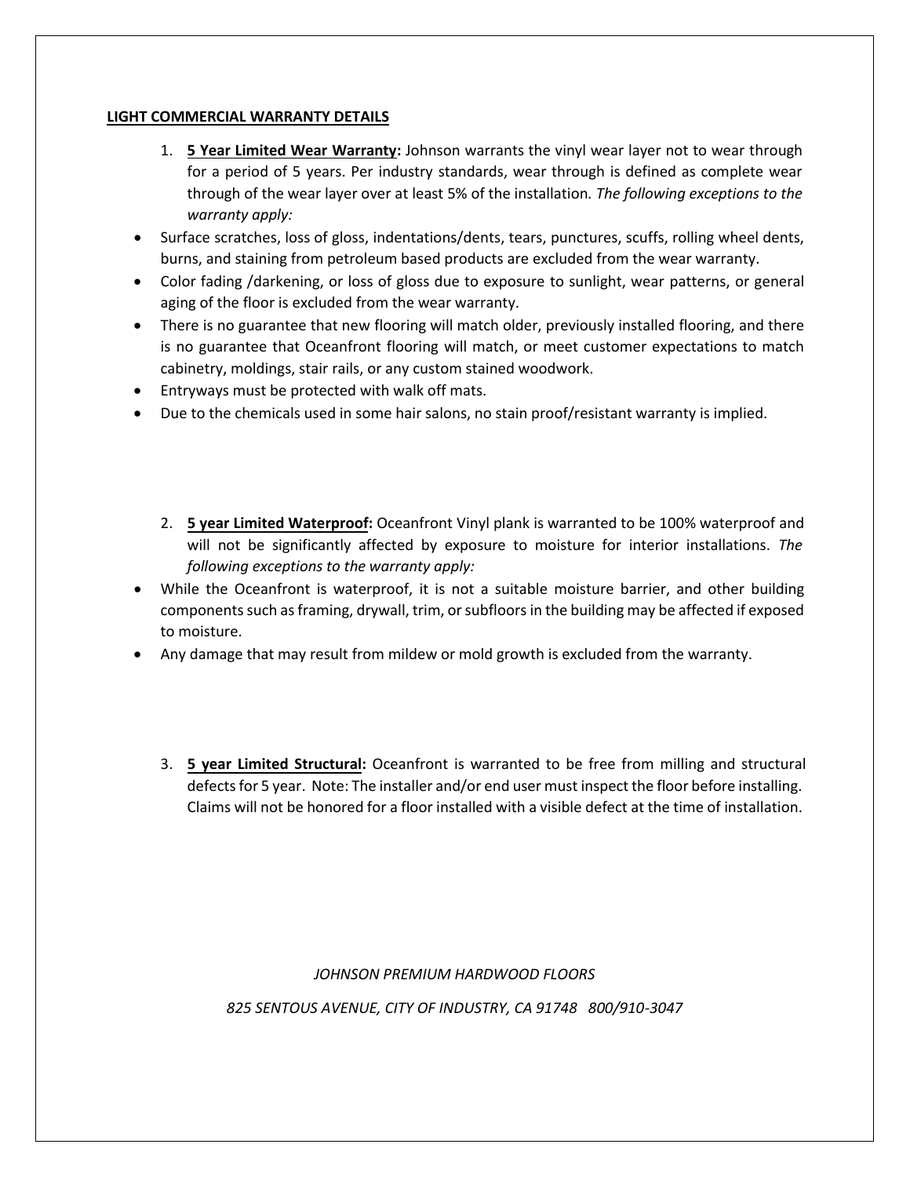**LIGHT COMMERCIAL WARRANTY DETAILS**

1. **5 Year Limited Wear Warranty:** Johnson warrants the vinyl wear layer not to wear through for a period of 5 years. Per industry standards, wear through is defined as complete wear through of the wear layer over at least 5% of the installation. *The following exceptions to the warranty apply:*

- Surface scratches, loss of gloss, indentations/dents, tears, punctures, scuffs, rolling wheel dents, burns, and staining from petroleum based products are excluded from the wear warranty.
- Color fading /darkening, or loss of gloss due to exposure to sunlight, wear patterns, or general aging of the floor is excluded from the wear warranty.
- There is no guarantee that new flooring will match older, previously installed flooring, and there is no guarantee that Oceanfront flooring will match, or meet customer expectations to match cabinetry, moldings, stair rails, or any custom stained woodwork.
- Entryways must be protected with walk off mats.
- Due to the chemicals used in some hair salons, no stain proof/resistant warranty is implied.

2. **5 year Limited Waterproof:** Oceanfront Vinyl plank is warranted to be 100% waterproof and will not be significantly affected by exposure to moisture for interior installations. *The following exceptions to the warranty apply:*

- While the Oceanfront is waterproof, it is not a suitable moisture barrier, and other building components such as framing, drywall, trim, or subfloors in the building may be affected if exposed to moisture.
- Any damage that may result from mildew or mold growth is excluded from the warranty.

3. **5 year Limited Structural:** Oceanfront is warranted to be free from milling and structural defects for 5 year. Note: The installer and/or end user must inspect the floor before installing. Claims will not be honored for a floor installed with a visible defect at the time of installation.

*JOHNSON PREMIUM HARDWOOD FLOORS*

*825 SENTOUS AVENUE, CITY OF INDUSTRY, CA 91748 800/910-3047*